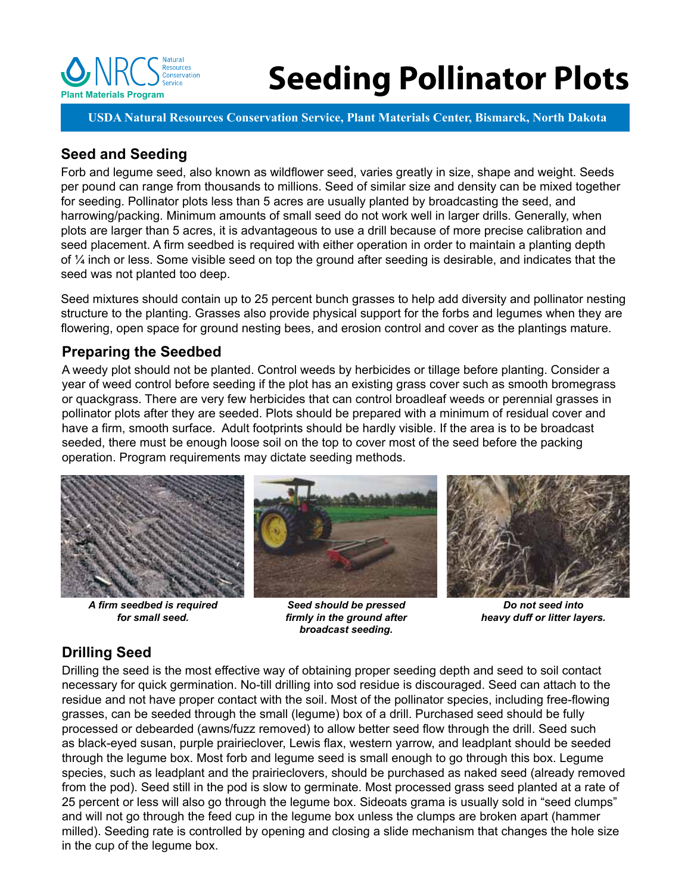# Seeding Pollinator Plots

**USDA Natural Resources Conservation Service, Plant Materials Center, Bismarck, North Dakota**

## Seed and Seeding

Forb and legume seed, also known as wildflower seed, varies greatly in size, shape and weight. Seeds per pound can range from thousands to millions. Seed of similar size and density can be mixed together for seeding. Pollinator plots less than 5 acres are usually planted by broadcasting the seed, and harrowing/packing. Minimum amounts of small seed do not work well in larger drills. Generally, when plots are larger than 5 acres, it is advantageous to use a drill because of more precise calibration and seed placement. A firm seedbed is required with either operation in order to maintain a planting depth of ¼ inch or less. Some visible seed on top the ground after seeding is desirable, and indicates that the seed was not planted too deep.

Seed mixtures should contain up to 25 percent bunch grasses to help add diversity and pollinator nesting structure to the planting. Grasses also provide physical support for the forbs and legumes when they are flowering, open space for ground nesting bees, and erosion control and cover as the plantings mature.

## Preparing the Seedbed

A weedy plot should not be planted. Control weeds by herbicides or tillage before planting. Consider a year of weed control before seeding if the plot has an existing grass cover such as smooth bromegrass or quackgrass. There are very few herbicides that can control broadleaf weeds or perennial grasses in pollinator plots after they are seeded. Plots should be prepared with a minimum of residual cover and have a firm, smooth surface. Adult footprints should be hardly visible. If the area is to be broadcast seeded, there must be enough loose soil on the top to cover most of the seed before the packing operation. Program requirements may dictate seeding methods.

***A firm seedbed is required for small seed.***

***Seed should be pressed firmly in the ground after broadcast seeding.***

***Do not seed into heavy duff or litter layers.***

## Drilling Seed

Drilling the seed is the most effective way of obtaining proper seeding depth and seed to soil contact necessary for quick germination. No-till drilling into sod residue is discouraged. Seed can attach to the residue and not have proper contact with the soil. Most of the pollinator species, including free-flowing grasses, can be seeded through the small (legume) box of a drill. Purchased seed should be fully processed or debearded (awns/fuzz removed) to allow better seed flow through the drill. Seed such as black-eyed susan, purple prairieclover, Lewis flax, western yarrow, and leadplant should be seeded through the legume box. Most forb and legume seed is small enough to go through this box. Legume species, such as leadplant and the prairieclovers, should be purchased as naked seed (already removed from the pod). Seed still in the pod is slow to germinate. Most processed grass seed planted at a rate of 25 percent or less will also go through the legume box. Sideoats grama is usually sold in "seed clumps" and will not go through the feed cup in the legume box unless the clumps are broken apart (hammer milled). Seeding rate is controlled by opening and closing a slide mechanism that changes the hole size in the cup of the legume box.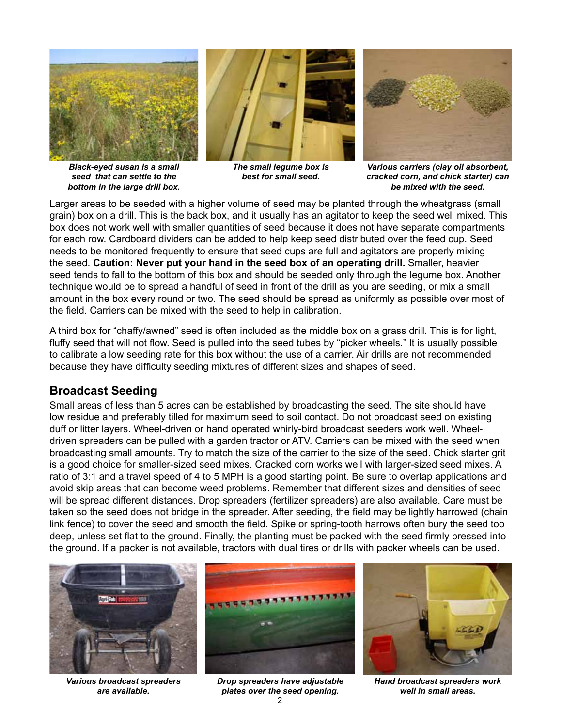*Black-eyed susan is a small seed that can settle to the bottom in the large drill box.*

*The small legume box is best for small seed.*

*Various carriers (clay oil absorbent, cracked corn, and chick starter) can be mixed with the seed.*

Larger areas to be seeded with a higher volume of seed may be planted through the wheatgrass (small grain) box on a drill. This is the back box, and it usually has an agitator to keep the seed well mixed. This box does not work well with smaller quantities of seed because it does not have separate compartments for each row. Cardboard dividers can be added to help keep seed distributed over the feed cup. Seed needs to be monitored frequently to ensure that seed cups are full and agitators are properly mixing the seed. **Caution: Never put your hand in the seed box of an operating drill.** Smaller, heavier seed tends to fall to the bottom of this box and should be seeded only through the legume box. Another technique would be to spread a handful of seed in front of the drill as you are seeding, or mix a small amount in the box every round or two. The seed should be spread as uniformly as possible over most of the field. Carriers can be mixed with the seed to help in calibration.

A third box for "chaffy/awned" seed is often included as the middle box on a grass drill. This is for light, fluffy seed that will not flow. Seed is pulled into the seed tubes by "picker wheels." It is usually possible to calibrate a low seeding rate for this box without the use of a carrier. Air drills are not recommended because they have difficulty seeding mixtures of different sizes and shapes of seed.

## Broadcast Seeding

Small areas of less than 5 acres can be established by broadcasting the seed. The site should have low residue and preferably tilled for maximum seed to soil contact. Do not broadcast seed on existing duff or litter layers. Wheel-driven or hand operated whirly-bird broadcast seeders work well. Wheel-driven spreaders can be pulled with a garden tractor or ATV. Carriers can be mixed with the seed when broadcasting small amounts. Try to match the size of the carrier to the size of the seed. Chick starter grit is a good choice for smaller-sized seed mixes. Cracked corn works well with larger-sized seed mixes. A ratio of 3:1 and a travel speed of 4 to 5 MPH is a good starting point. Be sure to overlap applications and avoid skip areas that can become weed problems. Remember that different sizes and densities of seed will be spread different distances. Drop spreaders (fertilizer spreaders) are also available. Care must be taken so the seed does not bridge in the spreader. After seeding, the field may be lightly harrowed (chain link fence) to cover the seed and smooth the field. Spike or spring-tooth harrows often bury the seed too deep, unless set flat to the ground. Finally, the planting must be packed with the seed firmly pressed into the ground. If a packer is not available, tractors with dual tires or drills with packer wheels can be used.

*Various broadcast spreaders are available.*

*Drop spreaders have adjustable plates over the seed opening.*

*Hand broadcast spreaders work well in small areas.*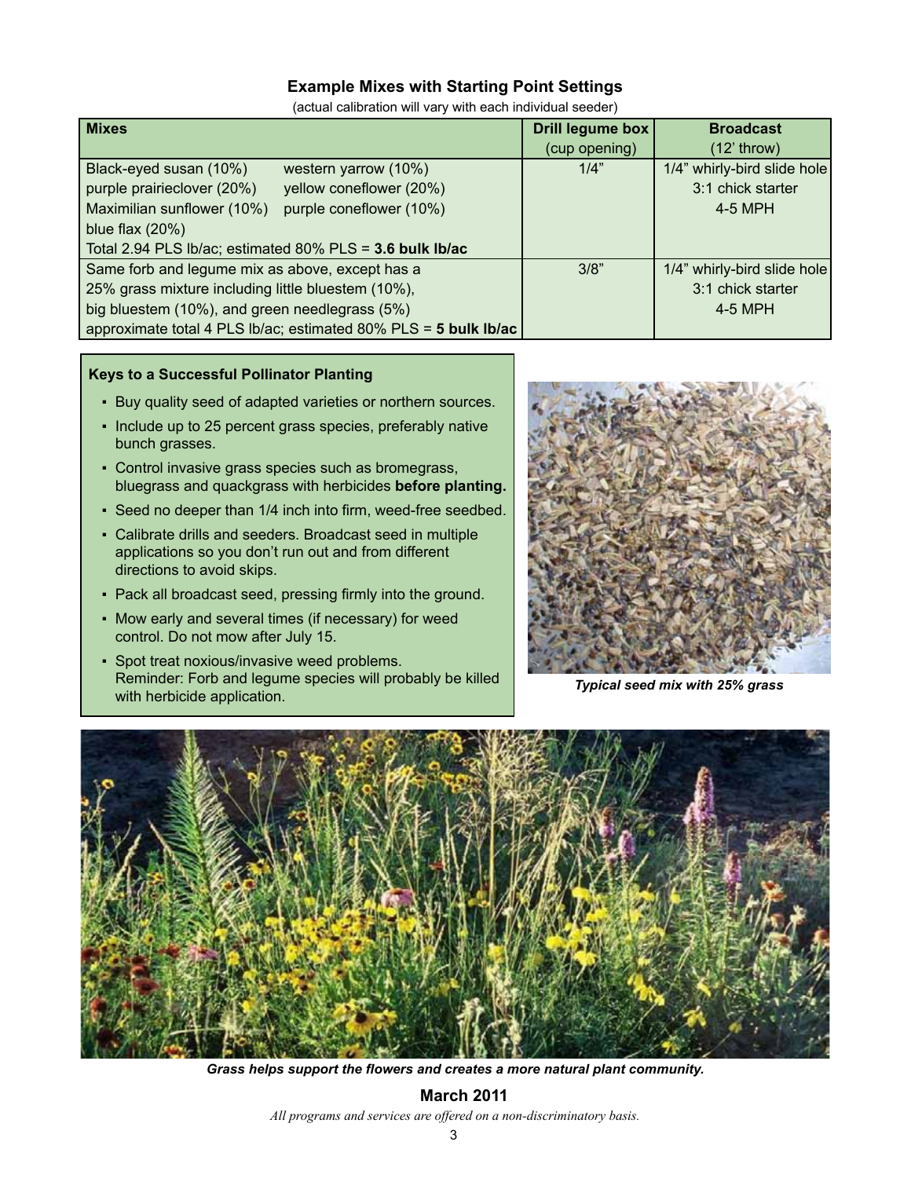### Example Mixes with Starting Point Settings

(actual calibration will vary with each individual seeder)

| Mixes | Drill legume box (cup opening) | Broadcast (12' throw) |
|---|---|---|
| Black-eyed susan (10%), western yarrow (10%), purple prairieclover (20%), yellow coneflower (20%), Maximilian sunflower (10%), purple coneflower (10%), blue flax (20%)<br>Total 2.94 PLS lb/ac; estimated 80% PLS = **3.6 bulk lb/ac** | 1/4" | 1/4" whirly-bird slide hole<br>3:1 chick starter<br>4-5 MPH |
| Same forb and legume mix as above, except has a 25% grass mixture including little bluestem (10%), big bluestem (10%), and green needlegrass (5%)<br>approximate total 4 PLS lb/ac; estimated 80% PLS = **5 bulk lb/ac** | 3/8" | 1/4" whirly-bird slide hole<br>3:1 chick starter<br>4-5 MPH |

**Keys to a Successful Pollinator Planting**

- Buy quality seed of adapted varieties or northern sources.
- Include up to 25 percent grass species, preferably native bunch grasses.
- Control invasive grass species such as bromegrass, bluegrass and quackgrass with herbicides **before planting.**
- Seed no deeper than 1/4 inch into firm, weed-free seedbed.
- Calibrate drills and seeders. Broadcast seed in multiple applications so you don't run out and from different directions to avoid skips.
- Pack all broadcast seed, pressing firmly into the ground.
- Mow early and several times (if necessary) for weed control. Do not mow after July 15.
- Spot treat noxious/invasive weed problems. Reminder: Forb and legume species will probably be killed with herbicide application.

***Typical seed mix with 25% grass***

***Grass helps support the flowers and creates a more natural plant community.***

**March 2011**

*All programs and services are offered on a non-discriminatory basis.*